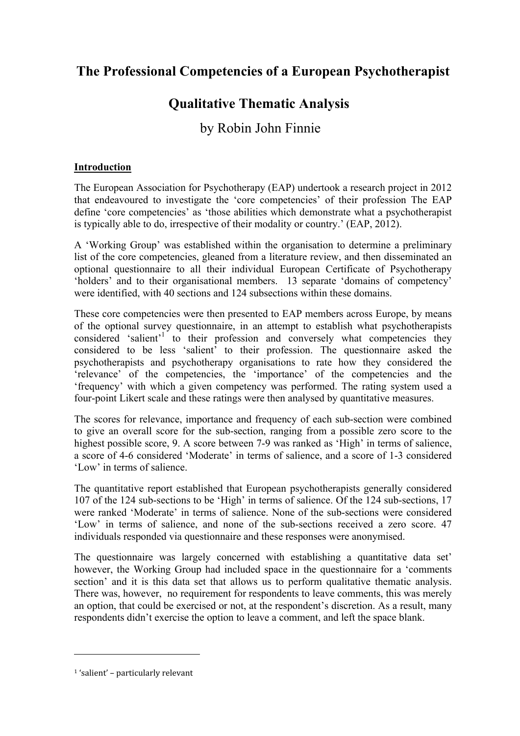# The Professional Competencies of a European Psychotherapist

# Qualitative Thematic Analysis

by Robin John Finnie

## Introduction

The European Association for Psychotherapy (EAP) undertook a research project in 2012 that endeavoured to investigate the 'core competencies' of their profession The EAP define 'core competencies' as 'those abilities which demonstrate what a psychotherapist is typically able to do, irrespective of their modality or country.' (EAP, 2012).

A 'Working Group' was established within the organisation to determine a preliminary list of the core competencies, gleaned from a literature review, and then disseminated an optional questionnaire to all their individual European Certificate of Psychotherapy 'holders' and to their organisational members. 13 separate 'domains of competency' were identified, with 40 sections and 124 subsections within these domains.

These core competencies were then presented to EAP members across Europe, by means of the optional survey questionnaire, in an attempt to establish what psychotherapists considered 'salient'[1] to their profession and conversely what competencies they considered to be less 'salient' to their profession. The questionnaire asked the psychotherapists and psychotherapy organisations to rate how they considered the 'relevance' of the competencies, the 'importance' of the competencies and the 'frequency' with which a given competency was performed. The rating system used a four-point Likert scale and these ratings were then analysed by quantitative measures.

The scores for relevance, importance and frequency of each sub-section were combined to give an overall score for the sub-section, ranging from a possible zero score to the highest possible score, 9. A score between 7-9 was ranked as 'High' in terms of salience, a score of 4-6 considered 'Moderate' in terms of salience, and a score of 1-3 considered 'Low' in terms of salience.

The quantitative report established that European psychotherapists generally considered 107 of the 124 sub-sections to be 'High' in terms of salience. Of the 124 sub-sections, 17 were ranked 'Moderate' in terms of salience. None of the sub-sections were considered 'Low' in terms of salience, and none of the sub-sections received a zero score. 47 individuals responded via questionnaire and these responses were anonymised.

The questionnaire was largely concerned with establishing a quantitative data set' however, the Working Group had included space in the questionnaire for a 'comments section' and it is this data set that allows us to perform qualitative thematic analysis. There was, however, no requirement for respondents to leave comments, this was merely an option, that could be exercised or not, at the respondent's discretion. As a result, many respondents didn't exercise the option to leave a comment, and left the space blank.

---

[1] 'salient' – particularly relevant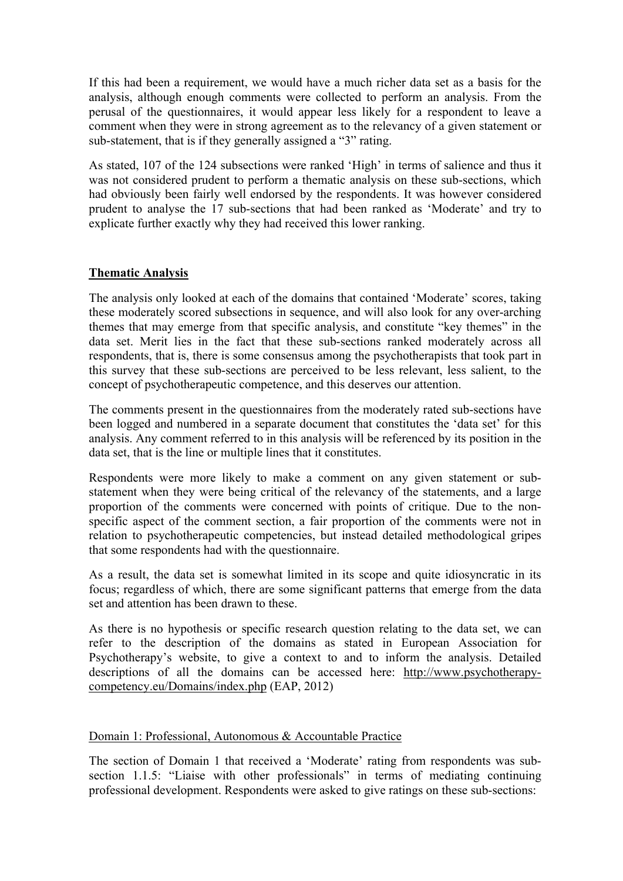If this had been a requirement, we would have a much richer data set as a basis for the analysis, although enough comments were collected to perform an analysis. From the perusal of the questionnaires, it would appear less likely for a respondent to leave a comment when they were in strong agreement as to the relevancy of a given statement or sub-statement, that is if they generally assigned a "3" rating.

As stated, 107 of the 124 subsections were ranked 'High' in terms of salience and thus it was not considered prudent to perform a thematic analysis on these sub-sections, which had obviously been fairly well endorsed by the respondents. It was however considered prudent to analyse the 17 sub-sections that had been ranked as 'Moderate' and try to explicate further exactly why they had received this lower ranking.

## Thematic Analysis

The analysis only looked at each of the domains that contained 'Moderate' scores, taking these moderately scored subsections in sequence, and will also look for any over-arching themes that may emerge from that specific analysis, and constitute "key themes" in the data set. Merit lies in the fact that these sub-sections ranked moderately across all respondents, that is, there is some consensus among the psychotherapists that took part in this survey that these sub-sections are perceived to be less relevant, less salient, to the concept of psychotherapeutic competence, and this deserves our attention.

The comments present in the questionnaires from the moderately rated sub-sections have been logged and numbered in a separate document that constitutes the 'data set' for this analysis. Any comment referred to in this analysis will be referenced by its position in the data set, that is the line or multiple lines that it constitutes.

Respondents were more likely to make a comment on any given statement or sub-statement when they were being critical of the relevancy of the statements, and a large proportion of the comments were concerned with points of critique. Due to the non-specific aspect of the comment section, a fair proportion of the comments were not in relation to psychotherapeutic competencies, but instead detailed methodological gripes that some respondents had with the questionnaire.

As a result, the data set is somewhat limited in its scope and quite idiosyncratic in its focus; regardless of which, there are some significant patterns that emerge from the data set and attention has been drawn to these.

As there is no hypothesis or specific research question relating to the data set, we can refer to the description of the domains as stated in European Association for Psychotherapy's website, to give a context to and to inform the analysis. Detailed descriptions of all the domains can be accessed here: http://www.psychotherapy-competency.eu/Domains/index.php (EAP, 2012)

### Domain 1: Professional, Autonomous & Accountable Practice

The section of Domain 1 that received a 'Moderate' rating from respondents was sub-section 1.1.5: "Liaise with other professionals" in terms of mediating continuing professional development. Respondents were asked to give ratings on these sub-sections: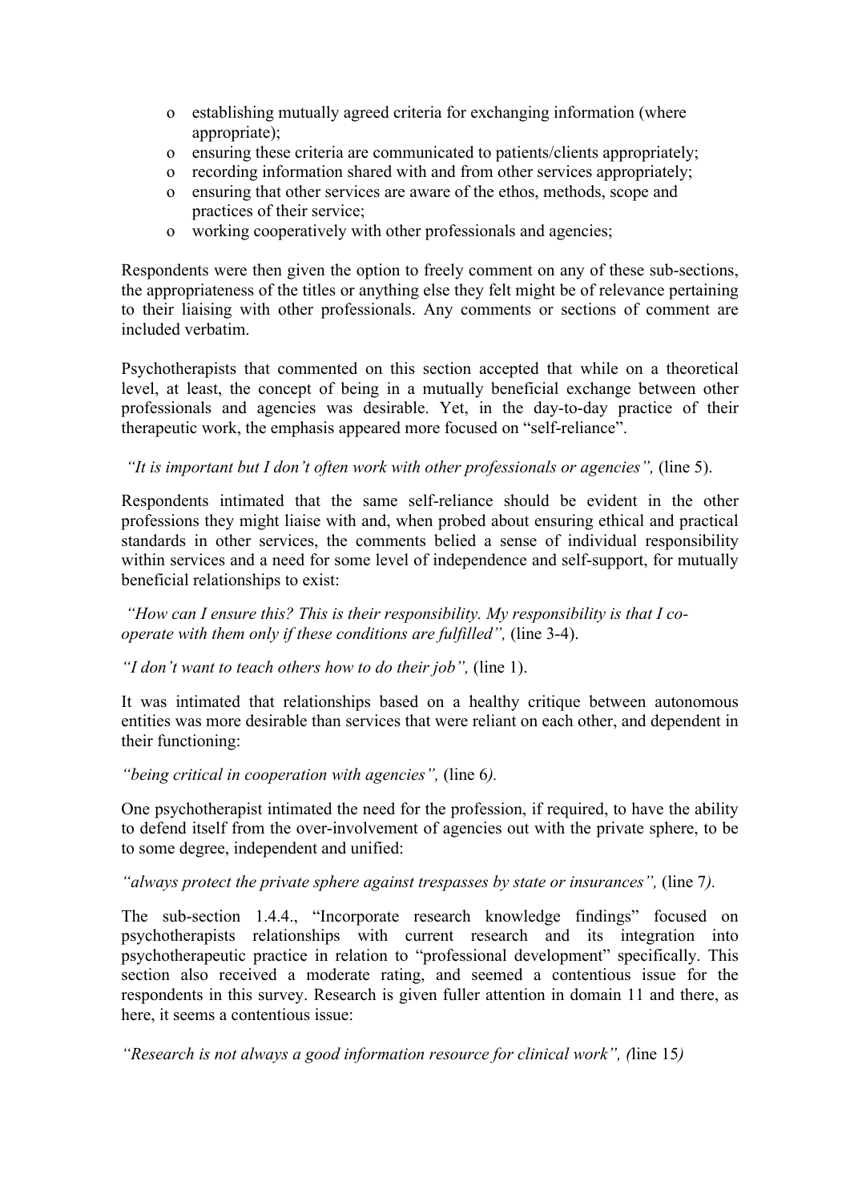- establishing mutually agreed criteria for exchanging information (where appropriate);
- ensuring these criteria are communicated to patients/clients appropriately;
- recording information shared with and from other services appropriately;
- ensuring that other services are aware of the ethos, methods, scope and practices of their service;
- working cooperatively with other professionals and agencies;

Respondents were then given the option to freely comment on any of these sub-sections, the appropriateness of the titles or anything else they felt might be of relevance pertaining to their liaising with other professionals. Any comments or sections of comment are included verbatim.

Psychotherapists that commented on this section accepted that while on a theoretical level, at least, the concept of being in a mutually beneficial exchange between other professionals and agencies was desirable. Yet, in the day-to-day practice of their therapeutic work, the emphasis appeared more focused on "self-reliance".

*"It is important but I don't often work with other professionals or agencies",* (line 5).

Respondents intimated that the same self-reliance should be evident in the other professions they might liaise with and, when probed about ensuring ethical and practical standards in other services, the comments belied a sense of individual responsibility within services and a need for some level of independence and self-support, for mutually beneficial relationships to exist:

*"How can I ensure this? This is their responsibility. My responsibility is that I co-operate with them only if these conditions are fulfilled",* (line 3-4).

*"I don't want to teach others how to do their job",* (line 1).

It was intimated that relationships based on a healthy critique between autonomous entities was more desirable than services that were reliant on each other, and dependent in their functioning:

*"being critical in cooperation with agencies",* (line 6*).*

One psychotherapist intimated the need for the profession, if required, to have the ability to defend itself from the over-involvement of agencies out with the private sphere, to be to some degree, independent and unified:

*"always protect the private sphere against trespasses by state or insurances",* (line 7*).*

The sub-section 1.4.4., "Incorporate research knowledge findings" focused on psychotherapists relationships with current research and its integration into psychotherapeutic practice in relation to "professional development" specifically. This section also received a moderate rating, and seemed a contentious issue for the respondents in this survey. Research is given fuller attention in domain 11 and there, as here, it seems a contentious issue:

*"Research is not always a good information resource for clinical work", (*line 15*)*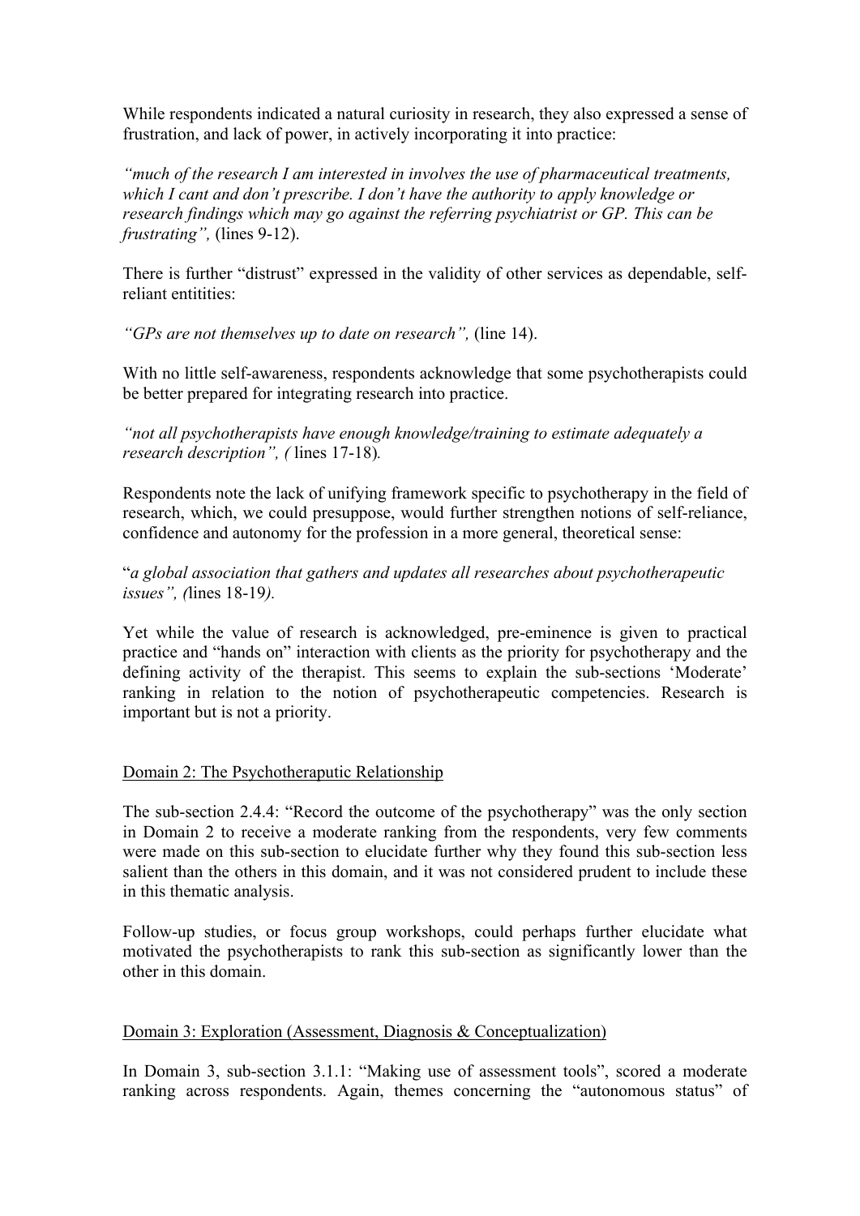While respondents indicated a natural curiosity in research, they also expressed a sense of frustration, and lack of power, in actively incorporating it into practice:

*"much of the research I am interested in involves the use of pharmaceutical treatments, which I cant and don't prescribe. I don't have the authority to apply knowledge or research findings which may go against the referring psychiatrist or GP. This can be frustrating",* (lines 9-12).

There is further "distrust" expressed in the validity of other services as dependable, self-reliant entitities:

*"GPs are not themselves up to date on research",* (line 14).

With no little self-awareness, respondents acknowledge that some psychotherapists could be better prepared for integrating research into practice.

*"not all psychotherapists have enough knowledge/training to estimate adequately a research description", (* lines 17-18)*.*

Respondents note the lack of unifying framework specific to psychotherapy in the field of research, which, we could presuppose, would further strengthen notions of self-reliance, confidence and autonomy for the profession in a more general, theoretical sense:

"*a global association that gathers and updates all researches about psychotherapeutic issues", (*lines 18-19*).*

Yet while the value of research is acknowledged, pre-eminence is given to practical practice and "hands on" interaction with clients as the priority for psychotherapy and the defining activity of the therapist. This seems to explain the sub-sections 'Moderate' ranking in relation to the notion of psychotherapeutic competencies. Research is important but is not a priority.

## Domain 2: The Psychotheraputic Relationship

The sub-section 2.4.4: "Record the outcome of the psychotherapy" was the only section in Domain 2 to receive a moderate ranking from the respondents, very few comments were made on this sub-section to elucidate further why they found this sub-section less salient than the others in this domain, and it was not considered prudent to include these in this thematic analysis.

Follow-up studies, or focus group workshops, could perhaps further elucidate what motivated the psychotherapists to rank this sub-section as significantly lower than the other in this domain.

## Domain 3: Exploration (Assessment, Diagnosis & Conceptualization)

In Domain 3, sub-section 3.1.1: "Making use of assessment tools", scored a moderate ranking across respondents. Again, themes concerning the "autonomous status" of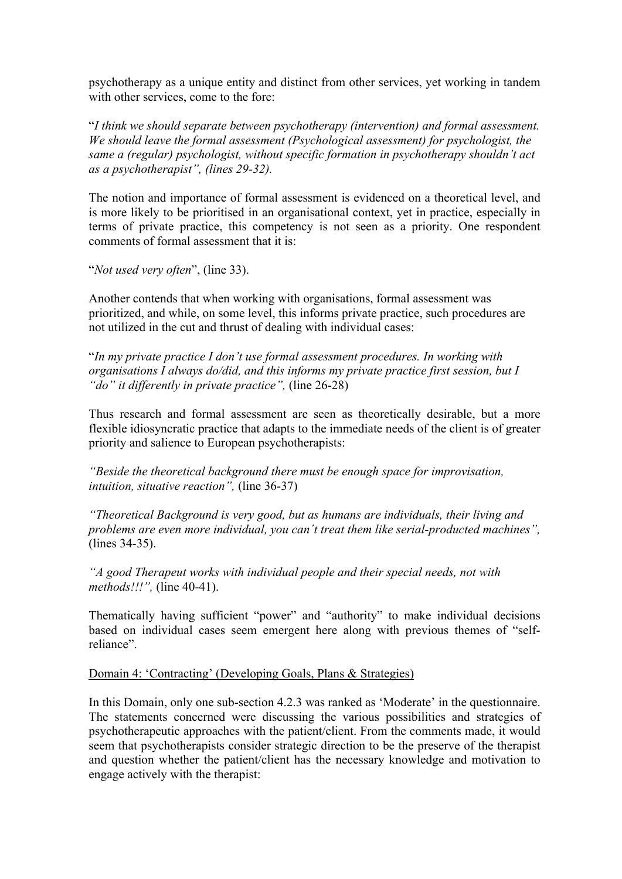psychotherapy as a unique entity and distinct from other services, yet working in tandem with other services, come to the fore:

"*I think we should separate between psychotherapy (intervention) and formal assessment. We should leave the formal assessment (Psychological assessment) for psychologist, the same a (regular) psychologist, without specific formation in psychotherapy shouldn't act as a psychotherapist", (lines 29-32).*

The notion and importance of formal assessment is evidenced on a theoretical level, and is more likely to be prioritised in an organisational context, yet in practice, especially in terms of private practice, this competency is not seen as a priority. One respondent comments of formal assessment that it is:

"*Not used very often*", (line 33).

Another contends that when working with organisations, formal assessment was prioritized, and while, on some level, this informs private practice, such procedures are not utilized in the cut and thrust of dealing with individual cases:

"*In my private practice I don't use formal assessment procedures. In working with organisations I always do/did, and this informs my private practice first session, but I "do" it differently in private practice",* (line 26-28)

Thus research and formal assessment are seen as theoretically desirable, but a more flexible idiosyncratic practice that adapts to the immediate needs of the client is of greater priority and salience to European psychotherapists:

*"Beside the theoretical background there must be enough space for improvisation, intuition, situative reaction",* (line 36-37)

*"Theoretical Background is very good, but as humans are individuals, their living and problems are even more individual, you can´t treat them like serial-producted machines",* (lines 34-35).

*"A good Therapeut works with individual people and their special needs, not with methods!!!",* (line 40-41).

Thematically having sufficient "power" and "authority" to make individual decisions based on individual cases seem emergent here along with previous themes of "self-reliance".

Domain 4: 'Contracting' (Developing Goals, Plans & Strategies)

In this Domain, only one sub-section 4.2.3 was ranked as 'Moderate' in the questionnaire. The statements concerned were discussing the various possibilities and strategies of psychotherapeutic approaches with the patient/client. From the comments made, it would seem that psychotherapists consider strategic direction to be the preserve of the therapist and question whether the patient/client has the necessary knowledge and motivation to engage actively with the therapist: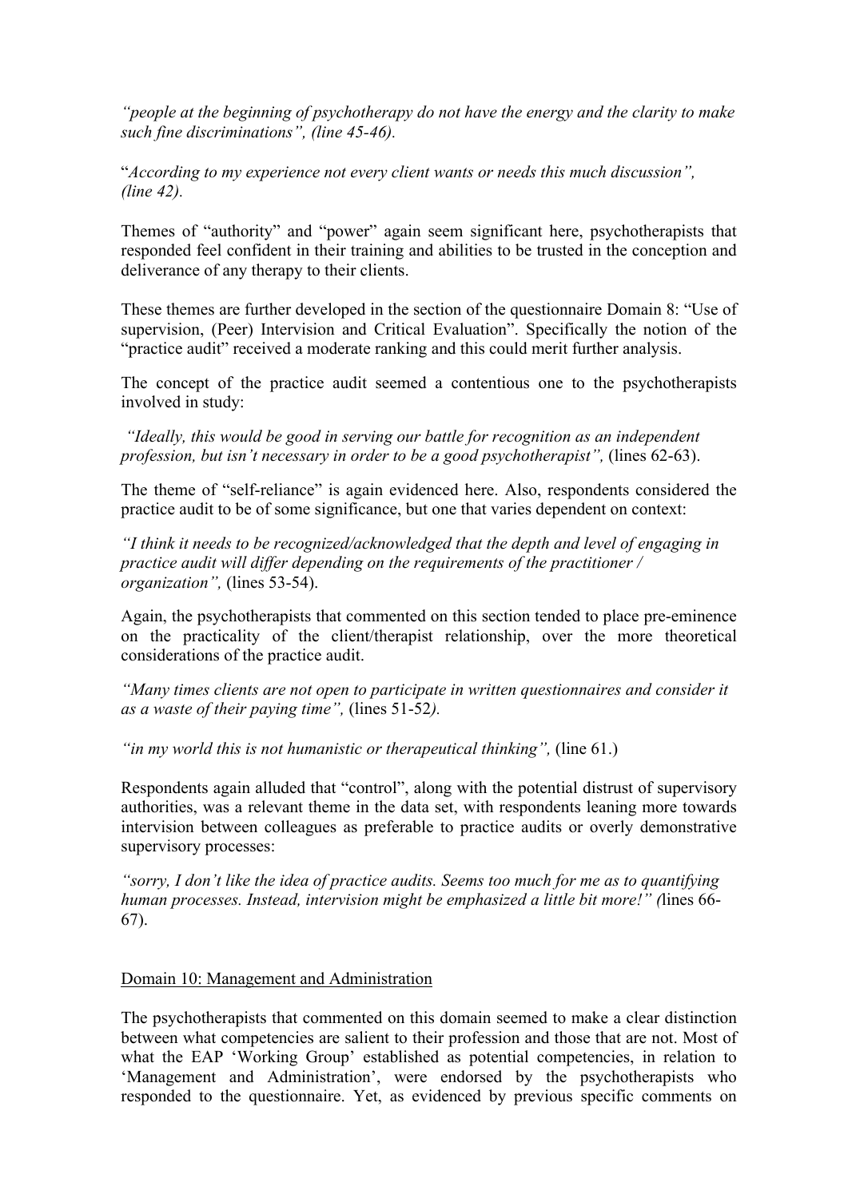*"people at the beginning of psychotherapy do not have the energy and the clarity to make such fine discriminations", (line 45-46).*

"*According to my experience not every client wants or needs this much discussion", (line 42).*

Themes of "authority" and "power" again seem significant here, psychotherapists that responded feel confident in their training and abilities to be trusted in the conception and deliverance of any therapy to their clients.

These themes are further developed in the section of the questionnaire Domain 8: "Use of supervision, (Peer) Intervision and Critical Evaluation". Specifically the notion of the "practice audit" received a moderate ranking and this could merit further analysis.

The concept of the practice audit seemed a contentious one to the psychotherapists involved in study:

*"Ideally, this would be good in serving our battle for recognition as an independent profession, but isn't necessary in order to be a good psychotherapist",* (lines 62-63).

The theme of "self-reliance" is again evidenced here. Also, respondents considered the practice audit to be of some significance, but one that varies dependent on context:

*"I think it needs to be recognized/acknowledged that the depth and level of engaging in practice audit will differ depending on the requirements of the practitioner / organization",* (lines 53-54).

Again, the psychotherapists that commented on this section tended to place pre-eminence on the practicality of the client/therapist relationship, over the more theoretical considerations of the practice audit.

*"Many times clients are not open to participate in written questionnaires and consider it as a waste of their paying time",* (lines 51-52*).*

*"in my world this is not humanistic or therapeutical thinking",* (line 61.)

Respondents again alluded that "control", along with the potential distrust of supervisory authorities, was a relevant theme in the data set, with respondents leaning more towards intervision between colleagues as preferable to practice audits or overly demonstrative supervisory processes:

*"sorry, I don't like the idea of practice audits. Seems too much for me as to quantifying human processes. Instead, intervision might be emphasized a little bit more!" (*lines 66-67).

Domain 10: Management and Administration

The psychotherapists that commented on this domain seemed to make a clear distinction between what competencies are salient to their profession and those that are not. Most of what the EAP 'Working Group' established as potential competencies, in relation to 'Management and Administration', were endorsed by the psychotherapists who responded to the questionnaire. Yet, as evidenced by previous specific comments on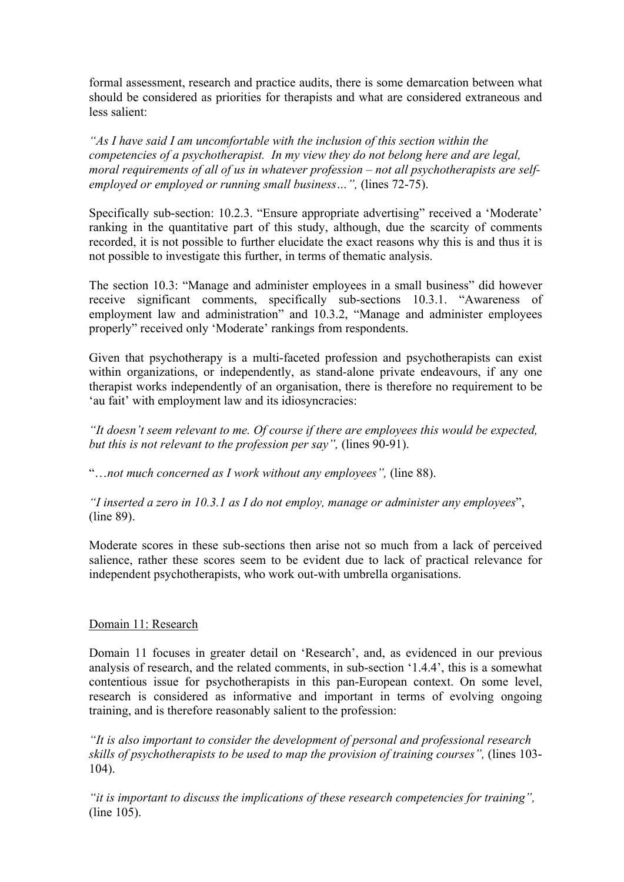formal assessment, research and practice audits, there is some demarcation between what should be considered as priorities for therapists and what are considered extraneous and less salient:

*"As I have said I am uncomfortable with the inclusion of this section within the competencies of a psychotherapist. In my view they do not belong here and are legal, moral requirements of all of us in whatever profession – not all psychotherapists are self-employed or employed or running small business…",* (lines 72-75).

Specifically sub-section: 10.2.3. "Ensure appropriate advertising" received a 'Moderate' ranking in the quantitative part of this study, although, due the scarcity of comments recorded, it is not possible to further elucidate the exact reasons why this is and thus it is not possible to investigate this further, in terms of thematic analysis.

The section 10.3: "Manage and administer employees in a small business" did however receive significant comments, specifically sub-sections 10.3.1. "Awareness of employment law and administration" and 10.3.2, "Manage and administer employees properly" received only 'Moderate' rankings from respondents.

Given that psychotherapy is a multi-faceted profession and psychotherapists can exist within organizations, or independently, as stand-alone private endeavours, if any one therapist works independently of an organisation, there is therefore no requirement to be 'au fait' with employment law and its idiosyncracies:

*"It doesn't seem relevant to me. Of course if there are employees this would be expected, but this is not relevant to the profession per say",* (lines 90-91).

"…*not much concerned as I work without any employees",* (line 88).

*"I inserted a zero in 10.3.1 as I do not employ, manage or administer any employees*", (line 89).

Moderate scores in these sub-sections then arise not so much from a lack of perceived salience, rather these scores seem to be evident due to lack of practical relevance for independent psychotherapists, who work out-with umbrella organisations.

## Domain 11: Research

Domain 11 focuses in greater detail on 'Research', and, as evidenced in our previous analysis of research, and the related comments, in sub-section '1.4.4', this is a somewhat contentious issue for psychotherapists in this pan-European context. On some level, research is considered as informative and important in terms of evolving ongoing training, and is therefore reasonably salient to the profession:

*"It is also important to consider the development of personal and professional research skills of psychotherapists to be used to map the provision of training courses",* (lines 103-104).

*"it is important to discuss the implications of these research competencies for training",* (line 105).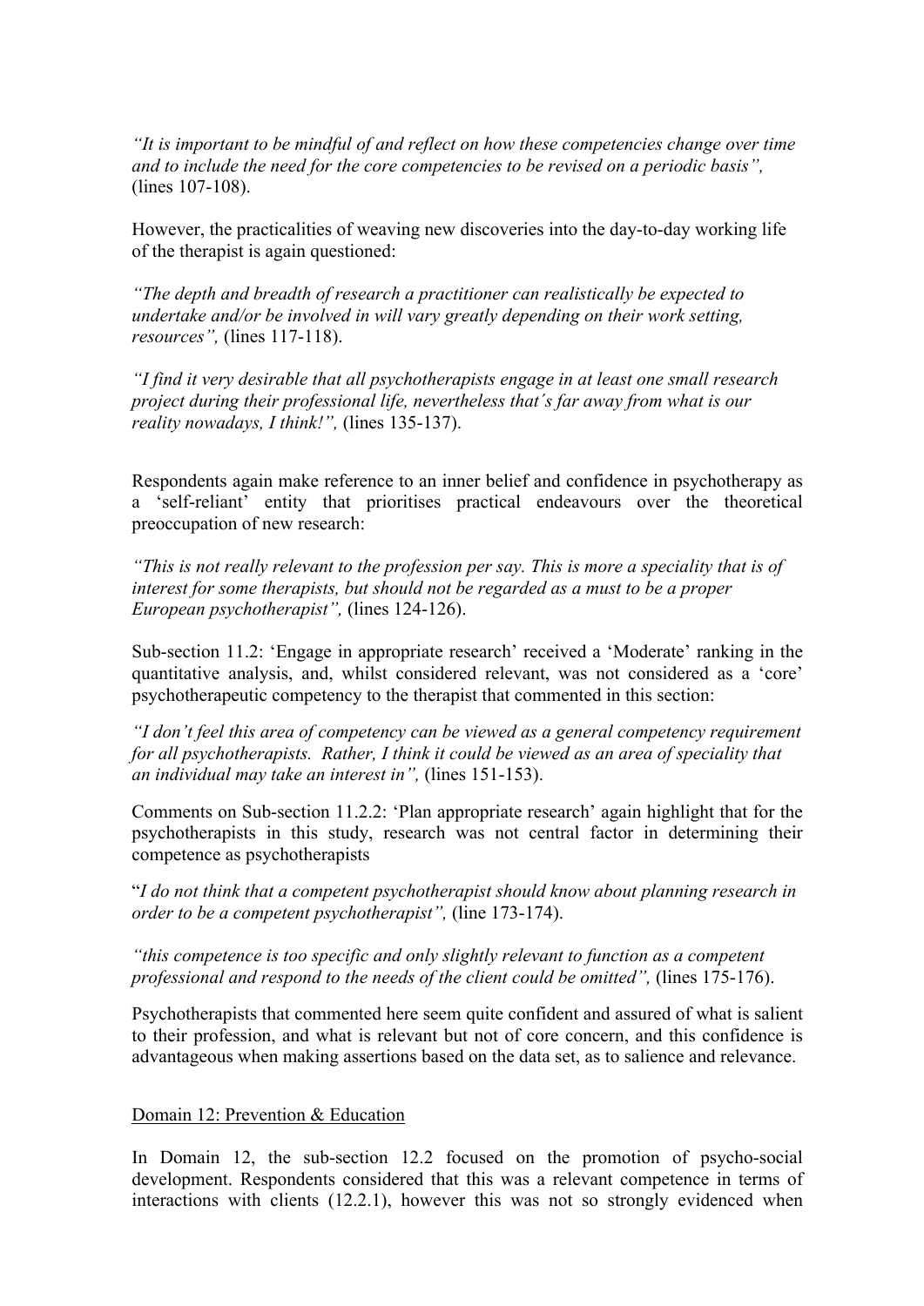*"It is important to be mindful of and reflect on how these competencies change over time and to include the need for the core competencies to be revised on a periodic basis",* (lines 107-108).

However, the practicalities of weaving new discoveries into the day-to-day working life of the therapist is again questioned:

*"The depth and breadth of research a practitioner can realistically be expected to undertake and/or be involved in will vary greatly depending on their work setting, resources",* (lines 117-118).

*"I find it very desirable that all psychotherapists engage in at least one small research project during their professional life, nevertheless that´s far away from what is our reality nowadays, I think!",* (lines 135-137).

Respondents again make reference to an inner belief and confidence in psychotherapy as a 'self-reliant' entity that prioritises practical endeavours over the theoretical preoccupation of new research:

*"This is not really relevant to the profession per say. This is more a speciality that is of interest for some therapists, but should not be regarded as a must to be a proper European psychotherapist",* (lines 124-126).

Sub-section 11.2: 'Engage in appropriate research' received a 'Moderate' ranking in the quantitative analysis, and, whilst considered relevant, was not considered as a 'core' psychotherapeutic competency to the therapist that commented in this section:

*"I don't feel this area of competency can be viewed as a general competency requirement for all psychotherapists. Rather, I think it could be viewed as an area of speciality that an individual may take an interest in",* (lines 151-153).

Comments on Sub-section 11.2.2: 'Plan appropriate research' again highlight that for the psychotherapists in this study, research was not central factor in determining their competence as psychotherapists

"*I do not think that a competent psychotherapist should know about planning research in order to be a competent psychotherapist",* (line 173-174).

*"this competence is too specific and only slightly relevant to function as a competent professional and respond to the needs of the client could be omitted",* (lines 175-176).

Psychotherapists that commented here seem quite confident and assured of what is salient to their profession, and what is relevant but not of core concern, and this confidence is advantageous when making assertions based on the data set, as to salience and relevance.

Domain 12: Prevention & Education

In Domain 12, the sub-section 12.2 focused on the promotion of psycho-social development. Respondents considered that this was a relevant competence in terms of interactions with clients (12.2.1), however this was not so strongly evidenced when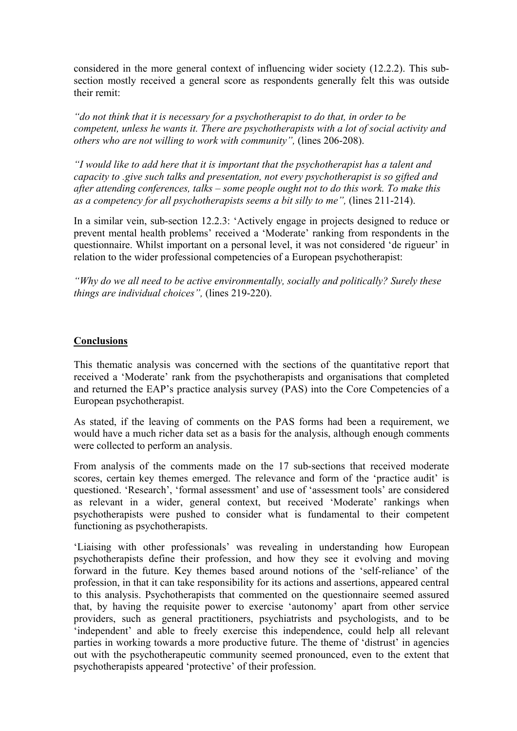considered in the more general context of influencing wider society (12.2.2). This sub-section mostly received a general score as respondents generally felt this was outside their remit:

*"do not think that it is necessary for a psychotherapist to do that, in order to be competent, unless he wants it. There are psychotherapists with a lot of social activity and others who are not willing to work with community",* (lines 206-208).

*"I would like to add here that it is important that the psychotherapist has a talent and capacity to .give such talks and presentation, not every psychotherapist is so gifted and after attending conferences, talks – some people ought not to do this work. To make this as a competency for all psychotherapists seems a bit silly to me",* (lines 211-214).

In a similar vein, sub-section 12.2.3: 'Actively engage in projects designed to reduce or prevent mental health problems' received a 'Moderate' ranking from respondents in the questionnaire. Whilst important on a personal level, it was not considered 'de rigueur' in relation to the wider professional competencies of a European psychotherapist:

*"Why do we all need to be active environmentally, socially and politically? Surely these things are individual choices",* (lines 219-220).

## Conclusions

This thematic analysis was concerned with the sections of the quantitative report that received a 'Moderate' rank from the psychotherapists and organisations that completed and returned the EAP's practice analysis survey (PAS) into the Core Competencies of a European psychotherapist.

As stated, if the leaving of comments on the PAS forms had been a requirement, we would have a much richer data set as a basis for the analysis, although enough comments were collected to perform an analysis.

From analysis of the comments made on the 17 sub-sections that received moderate scores, certain key themes emerged. The relevance and form of the 'practice audit' is questioned. 'Research', 'formal assessment' and use of 'assessment tools' are considered as relevant in a wider, general context, but received 'Moderate' rankings when psychotherapists were pushed to consider what is fundamental to their competent functioning as psychotherapists.

'Liaising with other professionals' was revealing in understanding how European psychotherapists define their profession, and how they see it evolving and moving forward in the future. Key themes based around notions of the 'self-reliance' of the profession, in that it can take responsibility for its actions and assertions, appeared central to this analysis. Psychotherapists that commented on the questionnaire seemed assured that, by having the requisite power to exercise 'autonomy' apart from other service providers, such as general practitioners, psychiatrists and psychologists, and to be 'independent' and able to freely exercise this independence, could help all relevant parties in working towards a more productive future. The theme of 'distrust' in agencies out with the psychotherapeutic community seemed pronounced, even to the extent that psychotherapists appeared 'protective' of their profession.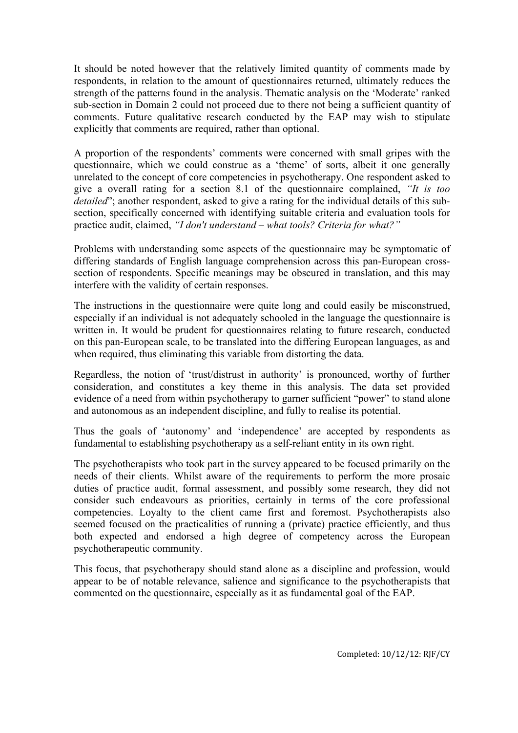It should be noted however that the relatively limited quantity of comments made by respondents, in relation to the amount of questionnaires returned, ultimately reduces the strength of the patterns found in the analysis. Thematic analysis on the 'Moderate' ranked sub-section in Domain 2 could not proceed due to there not being a sufficient quantity of comments. Future qualitative research conducted by the EAP may wish to stipulate explicitly that comments are required, rather than optional.

A proportion of the respondents' comments were concerned with small gripes with the questionnaire, which we could construe as a 'theme' of sorts, albeit it one generally unrelated to the concept of core competencies in psychotherapy. One respondent asked to give a overall rating for a section 8.1 of the questionnaire complained, *"It is too detailed*"; another respondent, asked to give a rating for the individual details of this sub-section, specifically concerned with identifying suitable criteria and evaluation tools for practice audit, claimed, *"I don't understand – what tools? Criteria for what?"*

Problems with understanding some aspects of the questionnaire may be symptomatic of differing standards of English language comprehension across this pan-European cross-section of respondents. Specific meanings may be obscured in translation, and this may interfere with the validity of certain responses.

The instructions in the questionnaire were quite long and could easily be misconstrued, especially if an individual is not adequately schooled in the language the questionnaire is written in. It would be prudent for questionnaires relating to future research, conducted on this pan-European scale, to be translated into the differing European languages, as and when required, thus eliminating this variable from distorting the data.

Regardless, the notion of 'trust/distrust in authority' is pronounced, worthy of further consideration, and constitutes a key theme in this analysis. The data set provided evidence of a need from within psychotherapy to garner sufficient "power" to stand alone and autonomous as an independent discipline, and fully to realise its potential.

Thus the goals of 'autonomy' and 'independence' are accepted by respondents as fundamental to establishing psychotherapy as a self-reliant entity in its own right.

The psychotherapists who took part in the survey appeared to be focused primarily on the needs of their clients. Whilst aware of the requirements to perform the more prosaic duties of practice audit, formal assessment, and possibly some research, they did not consider such endeavours as priorities, certainly in terms of the core professional competencies. Loyalty to the client came first and foremost. Psychotherapists also seemed focused on the practicalities of running a (private) practice efficiently, and thus both expected and endorsed a high degree of competency across the European psychotherapeutic community.

This focus, that psychotherapy should stand alone as a discipline and profession, would appear to be of notable relevance, salience and significance to the psychotherapists that commented on the questionnaire, especially as it as fundamental goal of the EAP.

Completed: 10/12/12: RJF/CY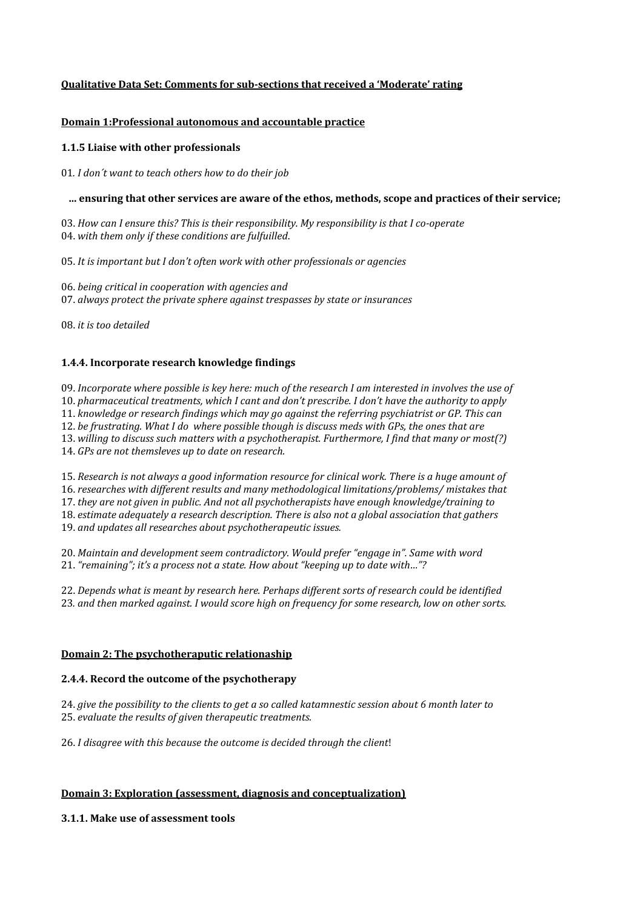**<u>Qualitative Data Set: Comments for sub-sections that received a 'Moderate' rating</u>**

**<u>Domain 1:Professional autonomous and accountable practice</u>**

**1.1.5 Liaise with other professionals**

01. *I don´t want to teach others how to do their job*

**... ensuring that other services are aware of the ethos, methods, scope and practices of their service;**

03. *How can I ensure this? This is their responsibility. My responsibility is that I co-operate*
04. *with them only if these conditions are fulfuilled.*

05. *It is important but I don't often work with other professionals or agencies*

06. *being critical in cooperation with agencies and*
07. *always protect the private sphere against trespasses by state or insurances*

08. *it is too detailed*

**1.4.4. Incorporate research knowledge findings**

09. *Incorporate where possible is key here: much of the research I am interested in involves the use of*
10. *pharmaceutical treatments, which I cant and don't prescribe. I don't have the authority to apply*
11. *knowledge or research findings which may go against the referring psychiatrist or GP. This can*
12. *be frustrating. What I do where possible though is discuss meds with GPs, the ones that are*
13. *willing to discuss such matters with a psychotherapist. Furthermore, I find that many or most(?)*
14. *GPs are not themsleves up to date on research.*

15. *Research is not always a good information resource for clinical work. There is a huge amount of*
16. *researches with different results and many methodological limitations/problems/ mistakes that*
17. *they are not given in public. And not all psychotherapists have enough knowledge/training to*
18. *estimate adequately a research description. There is also not a global association that gathers*
19. *and updates all researches about psychotherapeutic issues.*

20. *Maintain and development seem contradictory. Would prefer "engage in". Same with word*
21. *"remaining"; it's a process not a state. How about "keeping up to date with..."?*

22. *Depends what is meant by research here. Perhaps different sorts of research could be identified*
23. *and then marked against. I would score high on frequency for some research, low on other sorts.*

**<u>Domain 2: The psychotheraputic relationship</u>**

**2.4.4. Record the outcome of the psychotherapy**

24. *give the possibility to the clients to get a so called katamnestic session about 6 month later to*
25. *evaluate the results of given therapeutic treatments.*

26. *I disagree with this because the outcome is decided through the client*!

**<u>Domain 3: Exploration (assessment, diagnosis and conceptualization)</u>**

**3.1.1. Make use of assessment tools**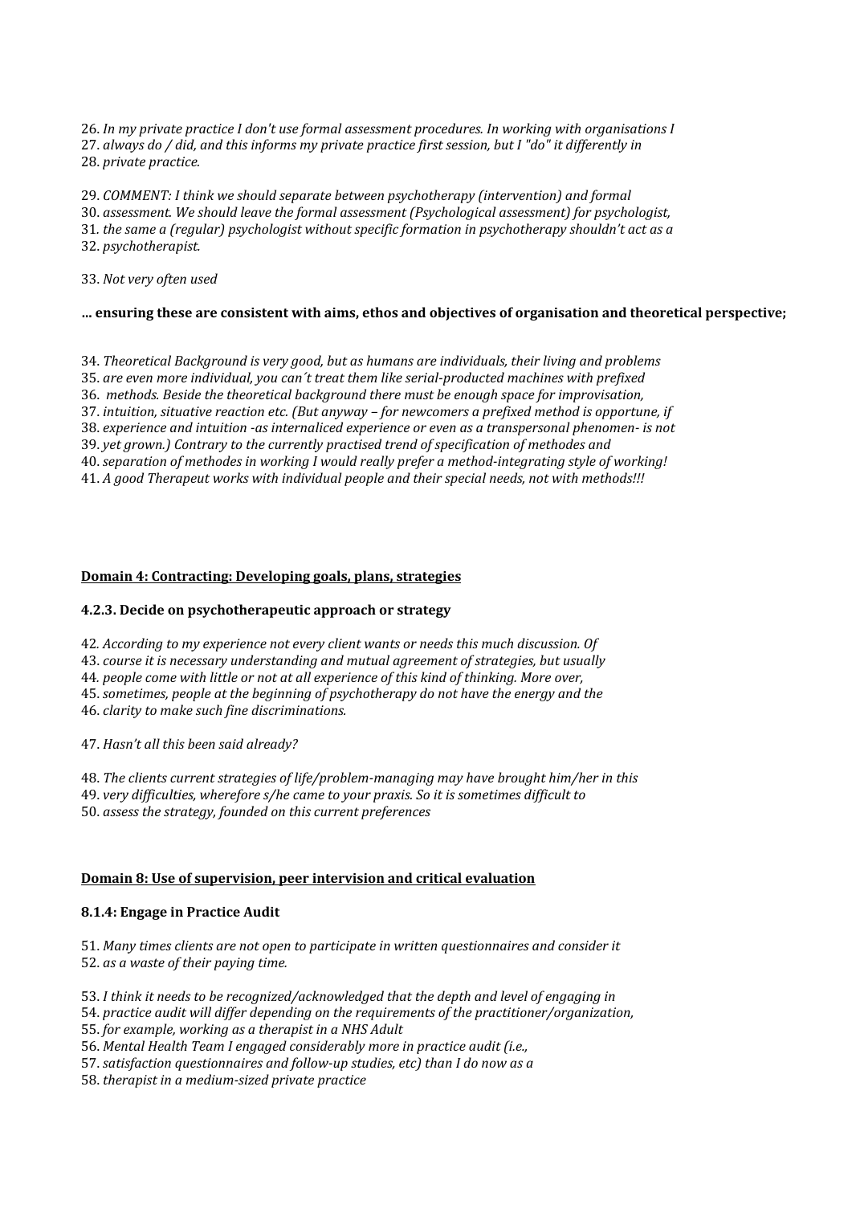26. *In my private practice I don't use formal assessment procedures. In working with organisations I*
27. *always do / did, and this informs my private practice first session, but I "do" it differently in*
28. *private practice.*

29. *COMMENT: I think we should separate between psychotherapy (intervention) and formal*
30. *assessment. We should leave the formal assessment (Psychological assessment) for psychologist,*
31. *the same a (regular) psychologist without specific formation in psychotherapy shouldn't act as a*
32. *psychotherapist.*

33. *Not very often used*

**... ensuring these are consistent with aims, ethos and objectives of organisation and theoretical perspective;**

34. *Theoretical Background is very good, but as humans are individuals, their living and problems*
35. *are even more individual, you can´t treat them like serial-producted machines with prefixed*
36. *methods. Beside the theoretical background there must be enough space for improvisation,*
37. *intuition, situative reaction etc. (But anyway – for newcomers a prefixed method is opportune, if*
38. *experience and intuition -as internaliced experience or even as a transpersonal phenomen- is not*
39. *yet grown.) Contrary to the currently practised trend of specification of methodes and*
40. *separation of methodes in working I would really prefer a method-integrating style of working!*
41. *A good Therapeut works with individual people and their special needs, not with methods!!!*

## Domain 4: Contracting: Developing goals, plans, strategies

### 4.2.3. Decide on psychotherapeutic approach or strategy

42. *According to my experience not every client wants or needs this much discussion. Of*
43. *course it is necessary understanding and mutual agreement of strategies, but usually*
44. *people come with little or not at all experience of this kind of thinking. More over,*
45. *sometimes, people at the beginning of psychotherapy do not have the energy and the*
46. *clarity to make such fine discriminations.*

47. *Hasn't all this been said already?*

48. *The clients current strategies of life/problem-managing may have brought him/her in this*
49. *very difficulties, wherefore s/he came to your praxis. So it is sometimes difficult to*
50. *assess the strategy, founded on this current preferences*

## Domain 8: Use of supervision, peer intervision and critical evaluation

### 8.1.4: Engage in Practice Audit

51. *Many times clients are not open to participate in written questionnaires and consider it*
52. *as a waste of their paying time.*

53. *I think it needs to be recognized/acknowledged that the depth and level of engaging in*
54. *practice audit will differ depending on the requirements of the practitioner/organization,*
55. *for example, working as a therapist in a NHS Adult*
56. *Mental Health Team I engaged considerably more in practice audit (i.e.,*
57. *satisfaction questionnaires and follow-up studies, etc) than I do now as a*
58. *therapist in a medium-sized private practice*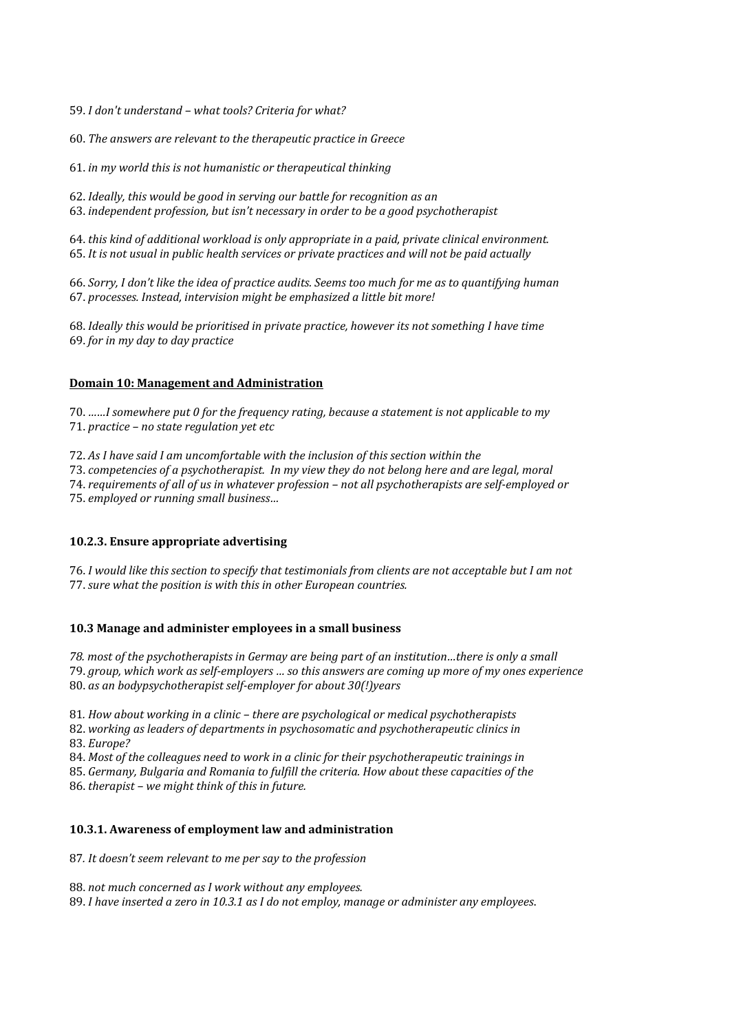59. *I don't understand – what tools? Criteria for what?*

60. *The answers are relevant to the therapeutic practice in Greece*

61. *in my world this is not humanistic or therapeutical thinking*

62. *Ideally, this would be good in serving our battle for recognition as an*
63. *independent profession, but isn't necessary in order to be a good psychotherapist*

64. *this kind of additional workload is only appropriate in a paid, private clinical environment.*
65. *It is not usual in public health services or private practices and will not be paid actually*

66. *Sorry, I don't like the idea of practice audits. Seems too much for me as to quantifying human*
67. *processes. Instead, intervision might be emphasized a little bit more!*

68. *Ideally this would be prioritised in private practice, however its not something I have time*
69. *for in my day to day practice*

**Domain 10: Management and Administration**

70. *……I somewhere put 0 for the frequency rating, because a statement is not applicable to my*
71. *practice – no state regulation yet etc*

72. *As I have said I am uncomfortable with the inclusion of this section within the*
73. *competencies of a psychotherapist. In my view they do not belong here and are legal, moral*
74. *requirements of all of us in whatever profession – not all psychotherapists are self-employed or*
75. *employed or running small business…*

**10.2.3. Ensure appropriate advertising**

76. *I would like this section to specify that testimonials from clients are not acceptable but I am not*
77. *sure what the position is with this in other European countries.*

**10.3 Manage and administer employees in a small business**

78. *most of the psychotherapists in Germay are being part of an institution…there is only a small*
79. *group, which work as self-employers … so this answers are coming up more of my ones experience*
80. *as an bodypsychotherapist self-employer for about 30(!)years*

81. *How about working in a clinic – there are psychological or medical psychotherapists*
82. *working as leaders of departments in psychosomatic and psychotherapeutic clinics in*
83. *Europe?*
84. *Most of the colleagues need to work in a clinic for their psychotherapeutic trainings in*
85. *Germany, Bulgaria and Romania to fulfill the criteria. How about these capacities of the*
86. *therapist – we might think of this in future.*

**10.3.1. Awareness of employment law and administration**

87. *It doesn't seem relevant to me per say to the profession*

88. *not much concerned as I work without any employees.*
89. *I have inserted a zero in 10.3.1 as I do not employ, manage or administer any employees.*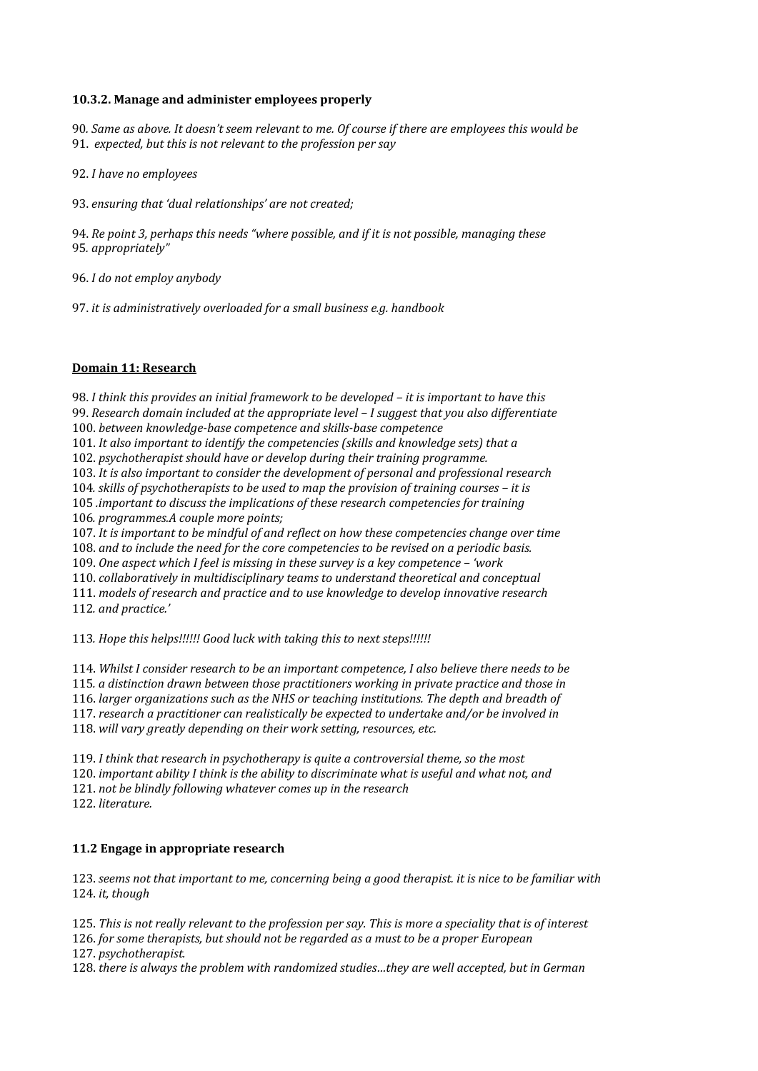**10.3.2. Manage and administer employees properly**

90*. Same as above. It doesn't seem relevant to me. Of course if there are employees this would be*
91. *expected, but this is not relevant to the profession per say*

92. *I have no employees*

93. *ensuring that 'dual relationships' are not created;*

94. *Re point 3, perhaps this needs "where possible, and if it is not possible, managing these*
95*. appropriately"*

96. *I do not employ anybody*

97. *it is administratively overloaded for a small business e.g. handbook*

**Domain 11: Research**

98. *I think this provides an initial framework to be developed – it is important to have this*
99. *Research domain included at the appropriate level – I suggest that you also differentiate*
100. *between knowledge-base competence and skills-base competence*
101. *It also important to identify the competencies (skills and knowledge sets) that a*
102. *psychotherapist should have or develop during their training programme.*
103. *It is also important to consider the development of personal and professional research*
104*. skills of psychotherapists to be used to map the provision of training courses – it is*
105 *.important to discuss the implications of these research competencies for training*
106*. programmes.A couple more points;*
107. *It is important to be mindful of and reflect on how these competencies change over time*
108. *and to include the need for the core competencies to be revised on a periodic basis.*
109. *One aspect which I feel is missing in these survey is a key competence – 'work*
110. *collaboratively in multidisciplinary teams to understand theoretical and conceptual*
111. *models of research and practice and to use knowledge to develop innovative research*
112*. and practice.'*

113*. Hope this helps!!!!!! Good luck with taking this to next steps!!!!!!*

114. *Whilst I consider research to be an important competence, I also believe there needs to be*
115*. a distinction drawn between those practitioners working in private practice and those in*
116. *larger organizations such as the NHS or teaching institutions. The depth and breadth of*
117. *research a practitioner can realistically be expected to undertake and/or be involved in*
118. *will vary greatly depending on their work setting, resources, etc.*

119. *I think that research in psychotherapy is quite a controversial theme, so the most*
120. *important ability I think is the ability to discriminate what is useful and what not, and*
121. *not be blindly following whatever comes up in the research*
122. *literature.*

**11.2 Engage in appropriate research**

123. *seems not that important to me, concerning being a good therapist. it is nice to be familiar with*
124. *it, though*

125. *This is not really relevant to the profession per say. This is more a speciality that is of interest*
126. *for some therapists, but should not be regarded as a must to be a proper European*
127. *psychotherapist.*
128. *there is always the problem with randomized studies…they are well accepted, but in German*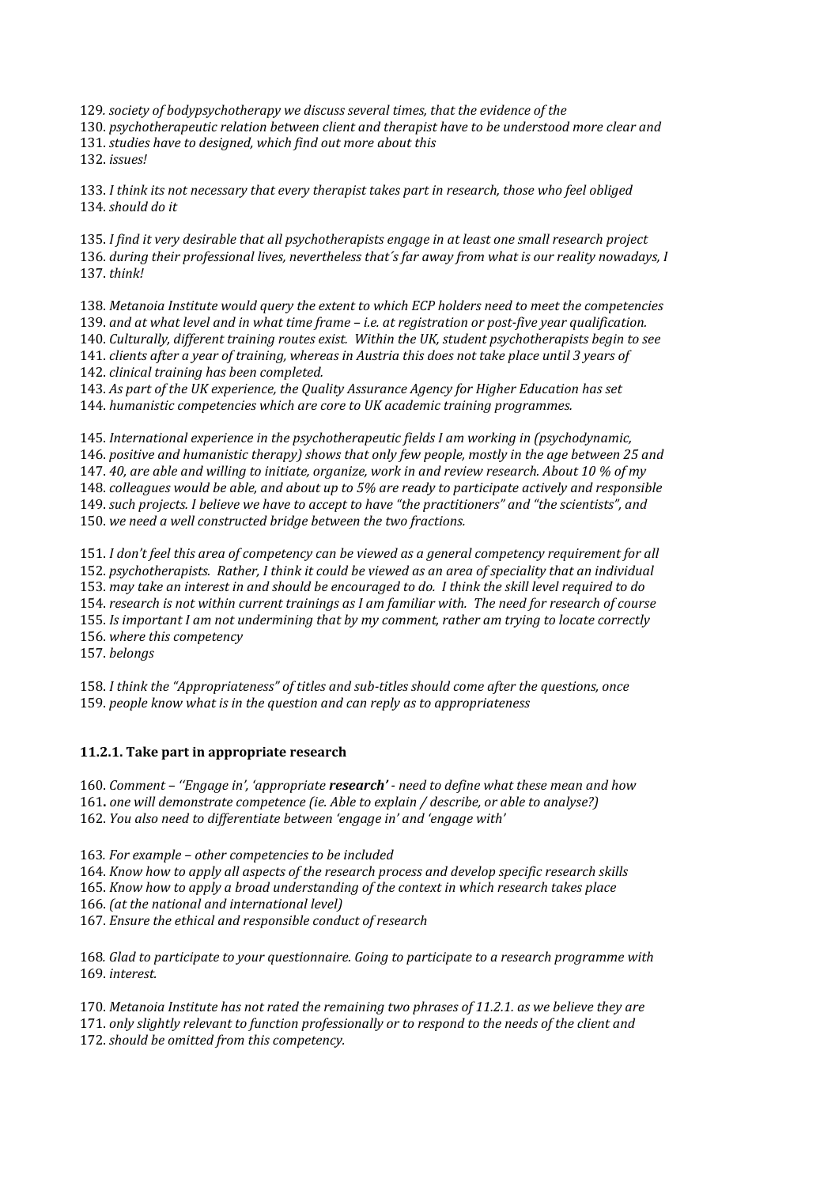129. *society of bodypsychotherapy we discuss several times, that the evidence of the*
130. *psychotherapeutic relation between client and therapist have to be understood more clear and*
131. *studies have to designed, which find out more about this*
132. *issues!*

133. *I think its not necessary that every therapist takes part in research, those who feel obliged*
134. *should do it*

135. *I find it very desirable that all psychotherapists engage in at least one small research project*
136. *during their professional lives, nevertheless that´s far away from what is our reality nowadays, I*
137. *think!*

138. *Metanoia Institute would query the extent to which ECP holders need to meet the competencies*
139. *and at what level and in what time frame – i.e. at registration or post-five year qualification.*
140. *Culturally, different training routes exist. Within the UK, student psychotherapists begin to see*
141. *clients after a year of training, whereas in Austria this does not take place until 3 years of*
142. *clinical training has been completed.*
143. *As part of the UK experience, the Quality Assurance Agency for Higher Education has set*
144. *humanistic competencies which are core to UK academic training programmes.*

145. *International experience in the psychotherapeutic fields I am working in (psychodynamic,*
146. *positive and humanistic therapy) shows that only few people, mostly in the age between 25 and*
147. *40, are able and willing to initiate, organize, work in and review research. About 10 % of my*
148. *colleagues would be able, and about up to 5% are ready to participate actively and responsible*
149. *such projects. I believe we have to accept to have "the practitioners" and "the scientists", and*
150. *we need a well constructed bridge between the two fractions.*

151. *I don't feel this area of competency can be viewed as a general competency requirement for all*
152. *psychotherapists. Rather, I think it could be viewed as an area of speciality that an individual*
153. *may take an interest in and should be encouraged to do. I think the skill level required to do*
154. *research is not within current trainings as I am familiar with. The need for research of course*
155. *Is important I am not undermining that by my comment, rather am trying to locate correctly*
156. *where this competency*
157. *belongs*

158. *I think the "Appropriateness" of titles and sub-titles should come after the questions, once*
159. *people know what is in the question and can reply as to appropriateness*

### 11.2.1. Take part in appropriate research

160. *Comment – ''Engage in', 'appropriate* ***research'*** *- need to define what these mean and how*
161. *one will demonstrate competence (ie. Able to explain / describe, or able to analyse?)*
162. *You also need to differentiate between 'engage in' and 'engage with'*

163. *For example – other competencies to be included*
164. *Know how to apply all aspects of the research process and develop specific research skills*
165. *Know how to apply a broad understanding of the context in which research takes place*
166. *(at the national and international level)*
167. *Ensure the ethical and responsible conduct of research*

168. *Glad to participate to your questionnaire. Going to participate to a research programme with*
169. *interest.*

170. *Metanoia Institute has not rated the remaining two phrases of 11.2.1. as we believe they are*
171. *only slightly relevant to function professionally or to respond to the needs of the client and*
172. *should be omitted from this competency.*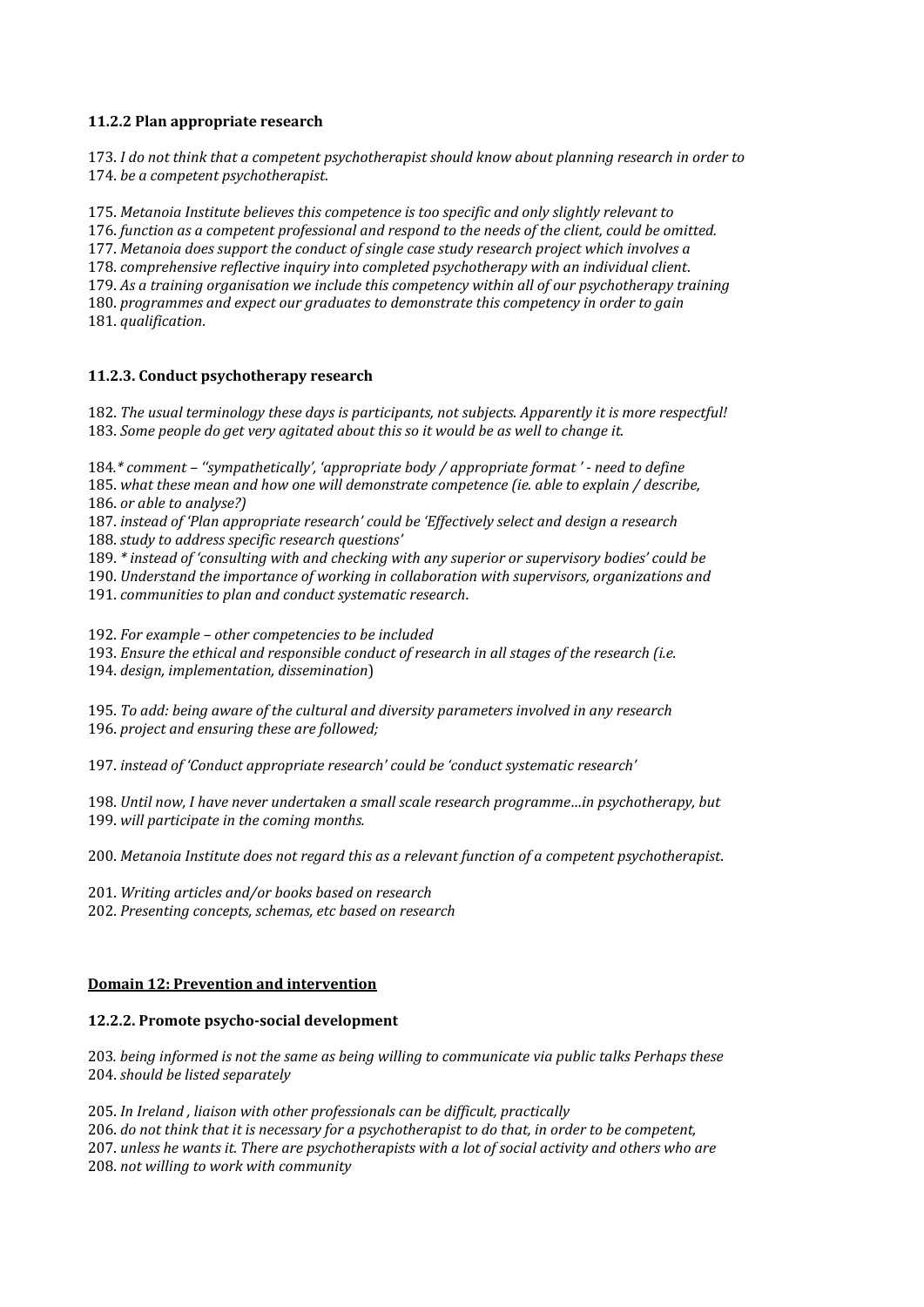### 11.2.2 Plan appropriate research

173. *I do not think that a competent psychotherapist should know about planning research in order to*
174. *be a competent psychotherapist.*

175. *Metanoia Institute believes this competence is too specific and only slightly relevant to*
176. *function as a competent professional and respond to the needs of the client, could be omitted.*
177. *Metanoia does support the conduct of single case study research project which involves a*
178. *comprehensive reflective inquiry into completed psychotherapy with an individual client.*
179. *As a training organisation we include this competency within all of our psychotherapy training*
180. *programmes and expect our graduates to demonstrate this competency in order to gain*
181. *qualification.*

### 11.2.3. Conduct psychotherapy research

182. *The usual terminology these days is participants, not subjects. Apparently it is more respectful!*
183. *Some people do get very agitated about this so it would be as well to change it.*

184. *\* comment – ''sympathetically', 'appropriate body / appropriate format ' - need to define*
185. *what these mean and how one will demonstrate competence (ie. able to explain / describe,*
186. *or able to analyse?)*
187. *instead of 'Plan appropriate research' could be 'Effectively select and design a research*
188. *study to address specific research questions'*
189. *\* instead of 'consulting with and checking with any superior or supervisory bodies' could be*
190. *Understand the importance of working in collaboration with supervisors, organizations and*
191. *communities to plan and conduct systematic research.*

192. *For example – other competencies to be included*
193. *Ensure the ethical and responsible conduct of research in all stages of the research (i.e.*
194. *design, implementation, dissemination*)

195. *To add: being aware of the cultural and diversity parameters involved in any research*
196. *project and ensuring these are followed;*

197. *instead of 'Conduct appropriate research' could be 'conduct systematic research'*

198. *Until now, I have never undertaken a small scale research programme…in psychotherapy, but*
199. *will participate in the coming months.*

200. *Metanoia Institute does not regard this as a relevant function of a competent psychotherapist.*

201. *Writing articles and/or books based on research*
202. *Presenting concepts, schemas, etc based on research*

## Domain 12: Prevention and intervention

### 12.2.2. Promote psycho-social development

203. *being informed is not the same as being willing to communicate via public talks Perhaps these*
204. *should be listed separately*

205. *In Ireland , liaison with other professionals can be difficult, practically*
206. *do not think that it is necessary for a psychotherapist to do that, in order to be competent,*
207. *unless he wants it. There are psychotherapists with a lot of social activity and others who are*
208. *not willing to work with community*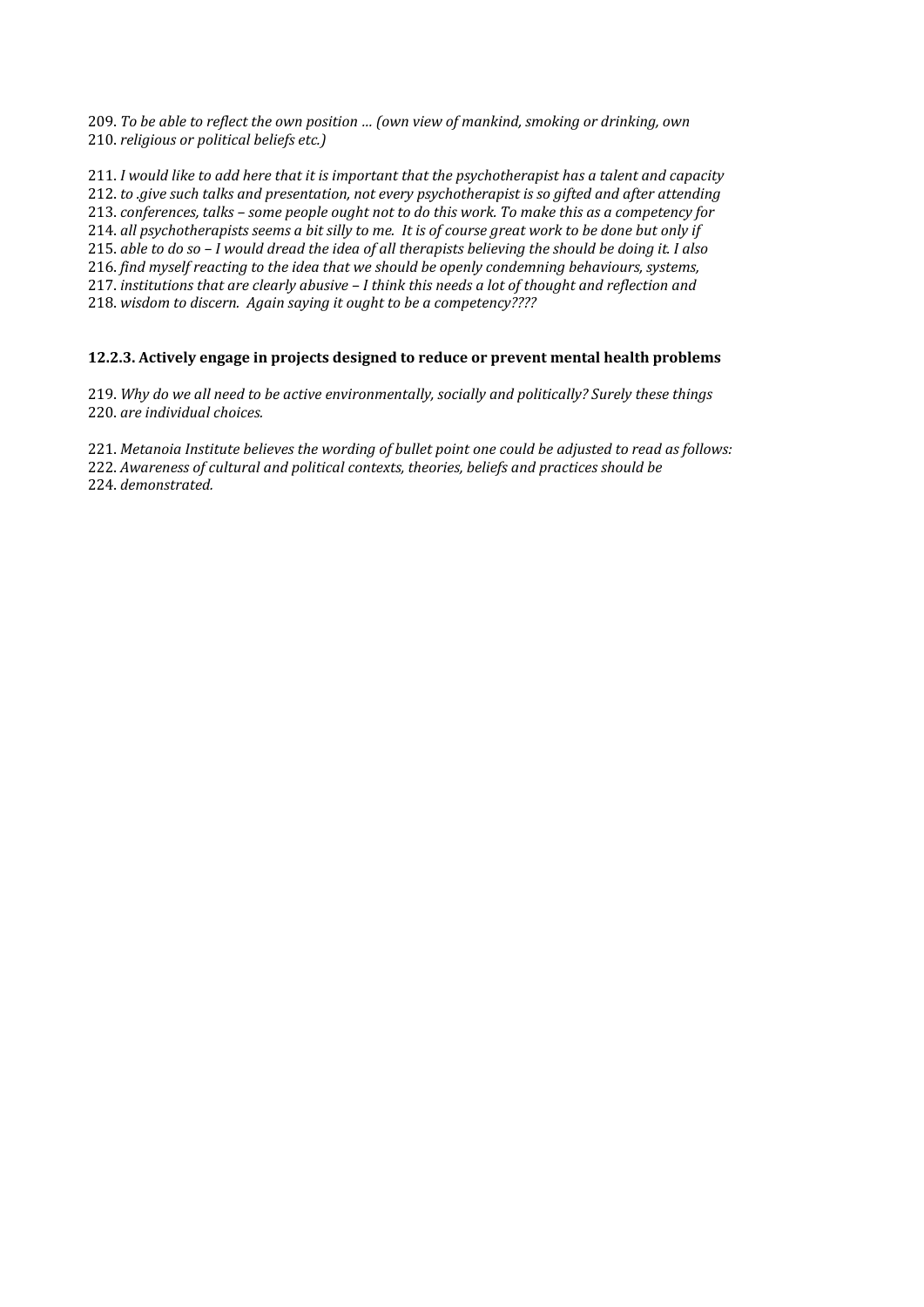209. *To be able to reflect the own position … (own view of mankind, smoking or drinking, own*
210. *religious or political beliefs etc.)*

211. *I would like to add here that it is important that the psychotherapist has a talent and capacity*
212. *to .give such talks and presentation, not every psychotherapist is so gifted and after attending*
213. *conferences, talks – some people ought not to do this work. To make this as a competency for*
214. *all psychotherapists seems a bit silly to me. It is of course great work to be done but only if*
215. *able to do so – I would dread the idea of all therapists believing the should be doing it. I also*
216. *find myself reacting to the idea that we should be openly condemning behaviours, systems,*
217. *institutions that are clearly abusive – I think this needs a lot of thought and reflection and*
218. *wisdom to discern. Again saying it ought to be a competency????*

**12.2.3. Actively engage in projects designed to reduce or prevent mental health problems**

219. *Why do we all need to be active environmentally, socially and politically? Surely these things*
220. *are individual choices.*

221. *Metanoia Institute believes the wording of bullet point one could be adjusted to read as follows:*
222. *Awareness of cultural and political contexts, theories, beliefs and practices should be*
224. *demonstrated.*